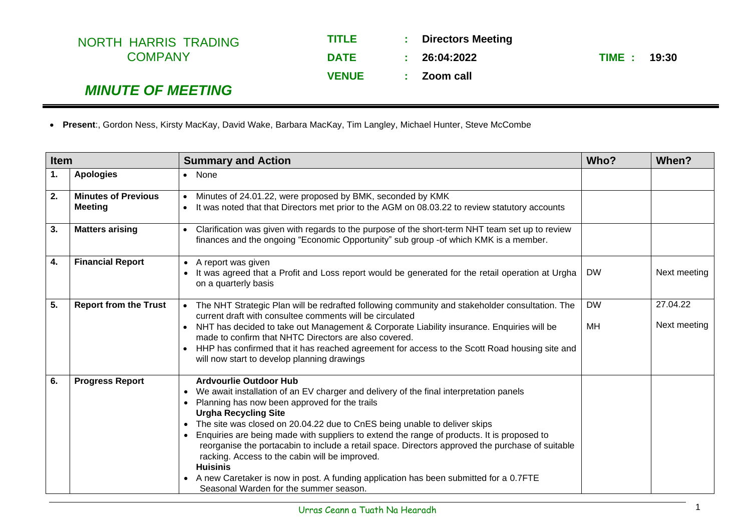NORTH HARRIS TRADING COMPANY

| | | |
|---|---|---|
| **TITLE** | **:** | **Directors Meeting** |
| **DATE** | **:** | **26:04:2022** |
| **VENUE** | **:** | **Zoom call** |

**TIME : 19:30**

## *MINUTE OF MEETING*

- **Present**:, Gordon Ness, Kirsty MacKay, David Wake, Barbara MacKay, Tim Langley, Michael Hunter, Steve McCombe

| **Item** | | **Summary and Action** | **Who?** | **When?** |
|---|---|---|---|---|
| **1.** | **Apologies** | • None | | |
| **2.** | **Minutes of Previous Meeting** | • Minutes of 24.01.22, were proposed by BMK, seconded by KMK<br>• It was noted that that Directors met prior to the AGM on 08.03.22 to review statutory accounts | | |
| **3.** | **Matters arising** | • Clarification was given with regards to the purpose of the short-term NHT team set up to review finances and the ongoing "Economic Opportunity" sub group -of which KMK is a member. | | |
| **4.** | **Financial Report** | • A report was given<br>• It was agreed that a Profit and Loss report would be generated for the retail operation at Urgha on a quarterly basis | DW | Next meeting |
| **5.** | **Report from the Trust** | • The NHT Strategic Plan will be redrafted following community and stakeholder consultation. The current draft with consultee comments will be circulated<br>• NHT has decided to take out Management & Corporate Liability insurance. Enquiries will be made to confirm that NHTC Directors are also covered.<br>• HHP has confirmed that it has reached agreement for access to the Scott Road housing site and will now start to develop planning drawings | DW<br><br>MH | 27.04.22<br><br>Next meeting |
| **6.** | **Progress Report** | **Ardvourlie Outdoor Hub**<br>• We await installation of an EV charger and delivery of the final interpretation panels<br>• Planning has now been approved for the trails<br>**Urgha Recycling Site**<br>• The site was closed on 20.04.22 due to CnES being unable to deliver skips<br>• Enquiries are being made with suppliers to extend the range of products. It is proposed to reorganise the portacabin to include a retail space. Directors approved the purchase of suitable racking. Access to the cabin will be improved.<br>**Huisinis**<br>• A new Caretaker is now in post. A funding application has been submitted for a 0.7FTE Seasonal Warden for the summer season. | | |

Urras Ceann a Tuath Na Hearadh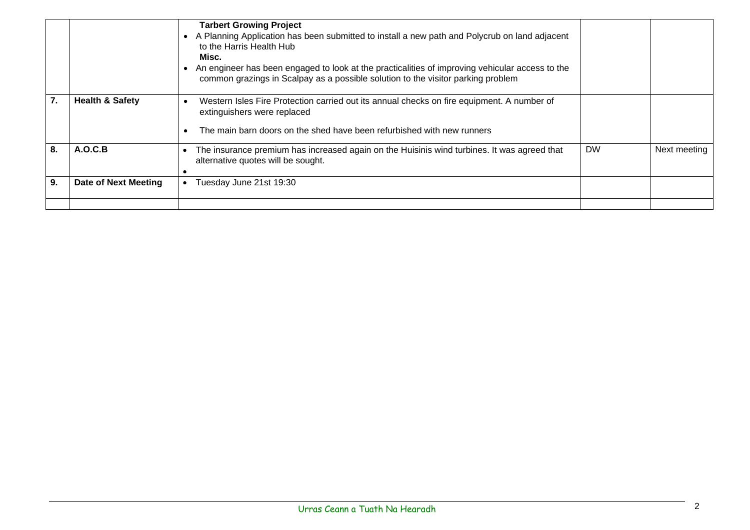| | | | | |
|---|---|---|---|---|
| | | **Tarbert Growing Project**<br>• A Planning Application has been submitted to install a new path and Polycrub on land adjacent to the Harris Health Hub<br>**Misc.**<br>• An engineer has been engaged to look at the practicalities of improving vehicular access to the common grazings in Scalpay as a possible solution to the visitor parking problem | | |
| **7.** | **Health & Safety** | • Western Isles Fire Protection carried out its annual checks on fire equipment. A number of extinguishers were replaced<br>• The main barn doors on the shed have been refurbished with new runners | | |
| **8.** | **A.O.C.B** | • The insurance premium has increased again on the Huisinis wind turbines. It was agreed that alternative quotes will be sought.<br>• | DW | Next meeting |
| **9.** | **Date of Next Meeting** | • Tuesday June 21st 19:30 | | |
| | | | | |